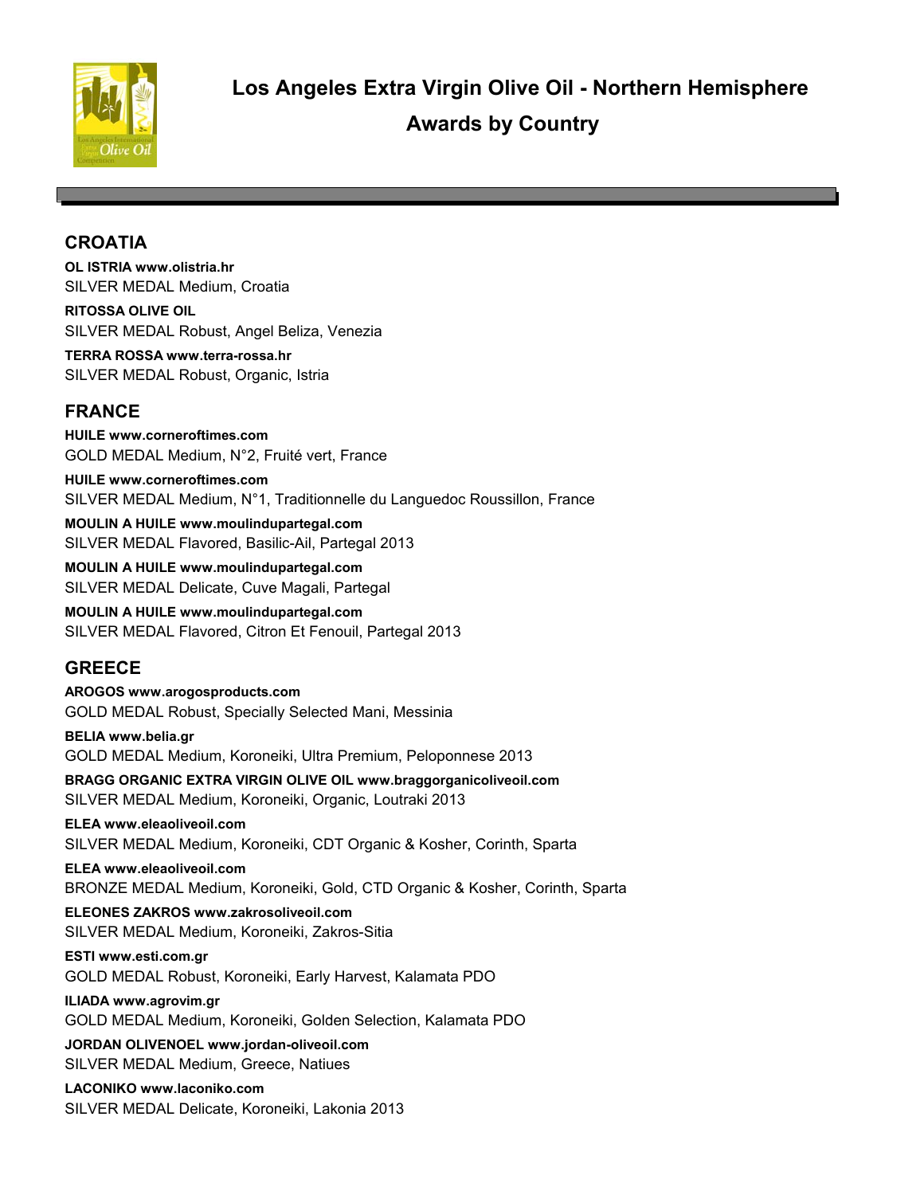# Los Angeles Extra Virgin Olive Oil - Northern Hemisphere Awards by Country

## CROATIA

**OL ISTRIA www.olistria.hr**
SILVER MEDAL Medium, Croatia

**RITOSSA OLIVE OIL**
SILVER MEDAL Robust, Angel Beliza, Venezia

**TERRA ROSSA www.terra-rossa.hr**
SILVER MEDAL Robust, Organic, Istria

## FRANCE

**HUILE www.corneroftimes.com**
GOLD MEDAL Medium, N°2, Fruité vert, France

**HUILE www.corneroftimes.com**
SILVER MEDAL Medium, N°1, Traditionnelle du Languedoc Roussillon, France

**MOULIN A HUILE www.moulindupartegal.com**
SILVER MEDAL Flavored, Basilic-Ail, Partegal 2013

**MOULIN A HUILE www.moulindupartegal.com**
SILVER MEDAL Delicate, Cuve Magali, Partegal

**MOULIN A HUILE www.moulindupartegal.com**
SILVER MEDAL Flavored, Citron Et Fenouil, Partegal 2013

## GREECE

**AROGOS www.arogosproducts.com**
GOLD MEDAL Robust, Specially Selected Mani, Messinia

**BELIA www.belia.gr**
GOLD MEDAL Medium, Koroneiki, Ultra Premium, Peloponnese 2013

**BRAGG ORGANIC EXTRA VIRGIN OLIVE OIL www.braggorganicoliveoil.com**
SILVER MEDAL Medium, Koroneiki, Organic, Loutraki 2013

**ELEA www.eleaoliveoil.com**
SILVER MEDAL Medium, Koroneiki, CDT Organic & Kosher, Corinth, Sparta

**ELEA www.eleaoliveoil.com**
BRONZE MEDAL Medium, Koroneiki, Gold, CTD Organic & Kosher, Corinth, Sparta

**ELEONES ZAKROS www.zakrosoliveoil.com**
SILVER MEDAL Medium, Koroneiki, Zakros-Sitia

**ESTI www.esti.com.gr**
GOLD MEDAL Robust, Koroneiki, Early Harvest, Kalamata PDO

**ILIADA www.agrovim.gr**
GOLD MEDAL Medium, Koroneiki, Golden Selection, Kalamata PDO

**JORDAN OLIVENOEL www.jordan-oliveoil.com**
SILVER MEDAL Medium, Greece, Natiues

**LACONIKO www.laconiko.com**
SILVER MEDAL Delicate, Koroneiki, Lakonia 2013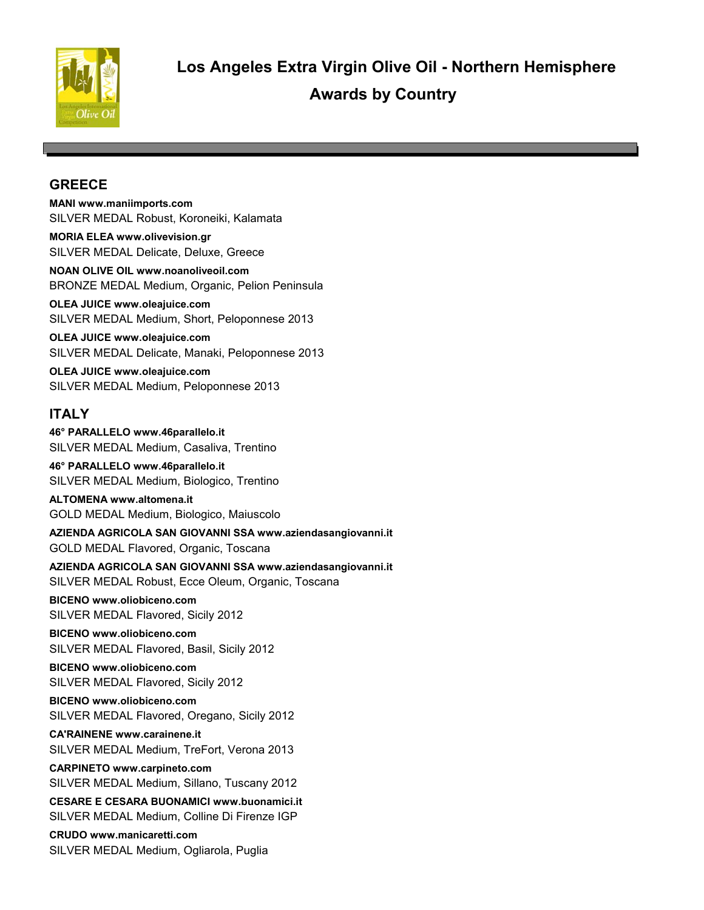# Los Angeles Extra Virgin Olive Oil - Northern Hemisphere

# Awards by Country

## GREECE

**MANI www.maniimports.com**
SILVER MEDAL Robust, Koroneiki, Kalamata

**MORIA ELEA www.olivevision.gr**
SILVER MEDAL Delicate, Deluxe, Greece

**NOAN OLIVE OIL www.noanoliveoil.com**
BRONZE MEDAL Medium, Organic, Pelion Peninsula

**OLEA JUICE www.oleajuice.com**
SILVER MEDAL Medium, Short, Peloponnese 2013

**OLEA JUICE www.oleajuice.com**
SILVER MEDAL Delicate, Manaki, Peloponnese 2013

**OLEA JUICE www.oleajuice.com**
SILVER MEDAL Medium, Peloponnese 2013

## ITALY

**46° PARALLELO www.46parallelo.it**
SILVER MEDAL Medium, Casaliva, Trentino

**46° PARALLELO www.46parallelo.it**
SILVER MEDAL Medium, Biologico, Trentino

**ALTOMENA www.altomena.it**
GOLD MEDAL Medium, Biologico, Maiuscolo

**AZIENDA AGRICOLA SAN GIOVANNI SSA www.aziendasangiovanni.it**
GOLD MEDAL Flavored, Organic, Toscana

**AZIENDA AGRICOLA SAN GIOVANNI SSA www.aziendasangiovanni.it**
SILVER MEDAL Robust, Ecce Oleum, Organic, Toscana

**BICENO www.oliobiceno.com**
SILVER MEDAL Flavored, Sicily 2012

**BICENO www.oliobiceno.com**
SILVER MEDAL Flavored, Basil, Sicily 2012

**BICENO www.oliobiceno.com**
SILVER MEDAL Flavored, Sicily 2012

**BICENO www.oliobiceno.com**
SILVER MEDAL Flavored, Oregano, Sicily 2012

**CA'RAINENE www.carainene.it**
SILVER MEDAL Medium, TreFort, Verona 2013

**CARPINETO www.carpineto.com**
SILVER MEDAL Medium, Sillano, Tuscany 2012

**CESARE E CESARA BUONAMICI www.buonamici.it**
SILVER MEDAL Medium, Colline Di Firenze IGP

**CRUDO www.manicaretti.com**
SILVER MEDAL Medium, Ogliarola, Puglia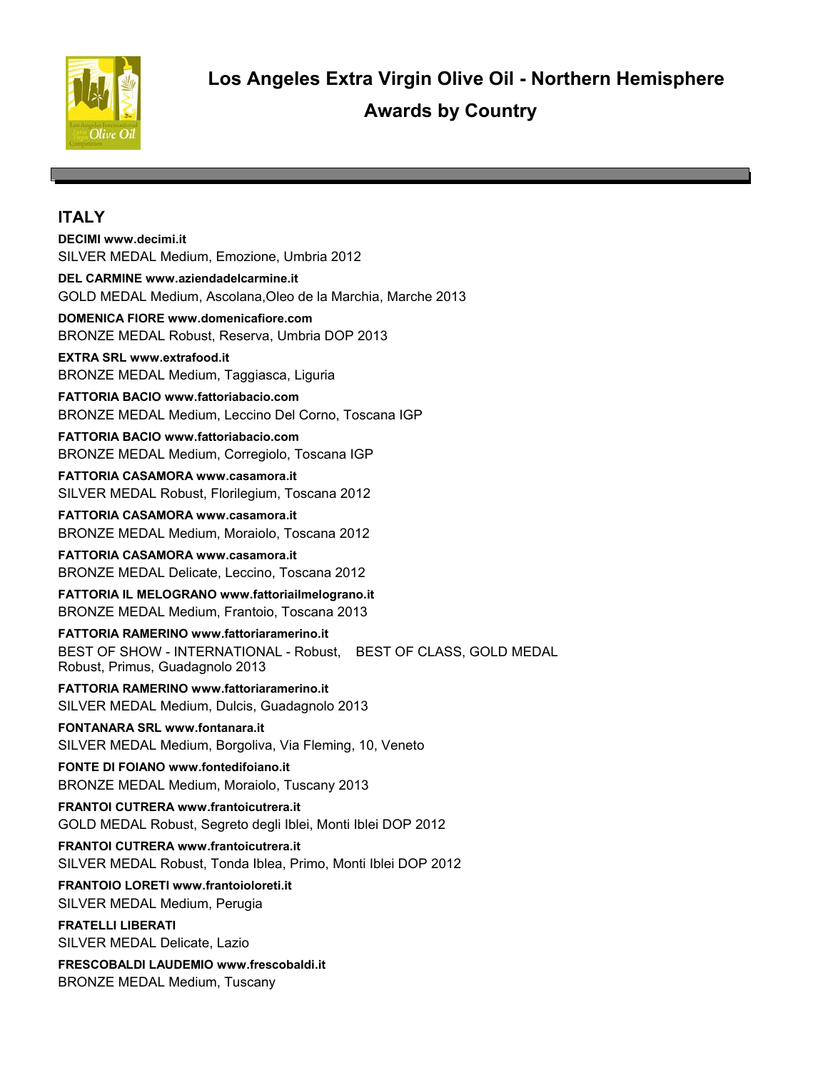# Los Angeles Extra Virgin Olive Oil - Northern Hemisphere

## Awards by Country

## ITALY

**DECIMI www.decimi.it**
SILVER MEDAL Medium, Emozione, Umbria 2012

**DEL CARMINE www.aziendadelcarmine.it**
GOLD MEDAL Medium, Ascolana,Oleo de la Marchia, Marche 2013

**DOMENICA FIORE www.domenicafiore.com**
BRONZE MEDAL Robust, Reserva, Umbria DOP 2013

**EXTRA SRL www.extrafood.it**
BRONZE MEDAL Medium, Taggiasca, Liguria

**FATTORIA BACIO www.fattoriabacio.com**
BRONZE MEDAL Medium, Leccino Del Corno, Toscana IGP

**FATTORIA BACIO www.fattoriabacio.com**
BRONZE MEDAL Medium, Corregiolo, Toscana IGP

**FATTORIA CASAMORA www.casamora.it**
SILVER MEDAL Robust, Florilegium, Toscana 2012

**FATTORIA CASAMORA www.casamora.it**
BRONZE MEDAL Medium, Moraiolo, Toscana 2012

**FATTORIA CASAMORA www.casamora.it**
BRONZE MEDAL Delicate, Leccino, Toscana 2012

**FATTORIA IL MELOGRANO www.fattoriailmelograno.it**
BRONZE MEDAL Medium, Frantoio, Toscana 2013

**FATTORIA RAMERINO www.fattoriaramerino.it**
BEST OF SHOW - INTERNATIONAL - Robust, BEST OF CLASS, GOLD MEDAL Robust, Primus, Guadagnolo 2013

**FATTORIA RAMERINO www.fattoriaramerino.it**
SILVER MEDAL Medium, Dulcis, Guadagnolo 2013

**FONTANARA SRL www.fontanara.it**
SILVER MEDAL Medium, Borgoliva, Via Fleming, 10, Veneto

**FONTE DI FOIANO www.fontedifoiano.it**
BRONZE MEDAL Medium, Moraiolo, Tuscany 2013

**FRANTOI CUTRERA www.frantoicutrera.it**
GOLD MEDAL Robust, Segreto degli Iblei, Monti Iblei DOP 2012

**FRANTOI CUTRERA www.frantoicutrera.it**
SILVER MEDAL Robust, Tonda Iblea, Primo, Monti Iblei DOP 2012

**FRANTOIO LORETI www.frantoioloreti.it**
SILVER MEDAL Medium, Perugia

**FRATELLI LIBERATI**
SILVER MEDAL Delicate, Lazio

**FRESCOBALDI LAUDEMIO www.frescobaldi.it**
BRONZE MEDAL Medium, Tuscany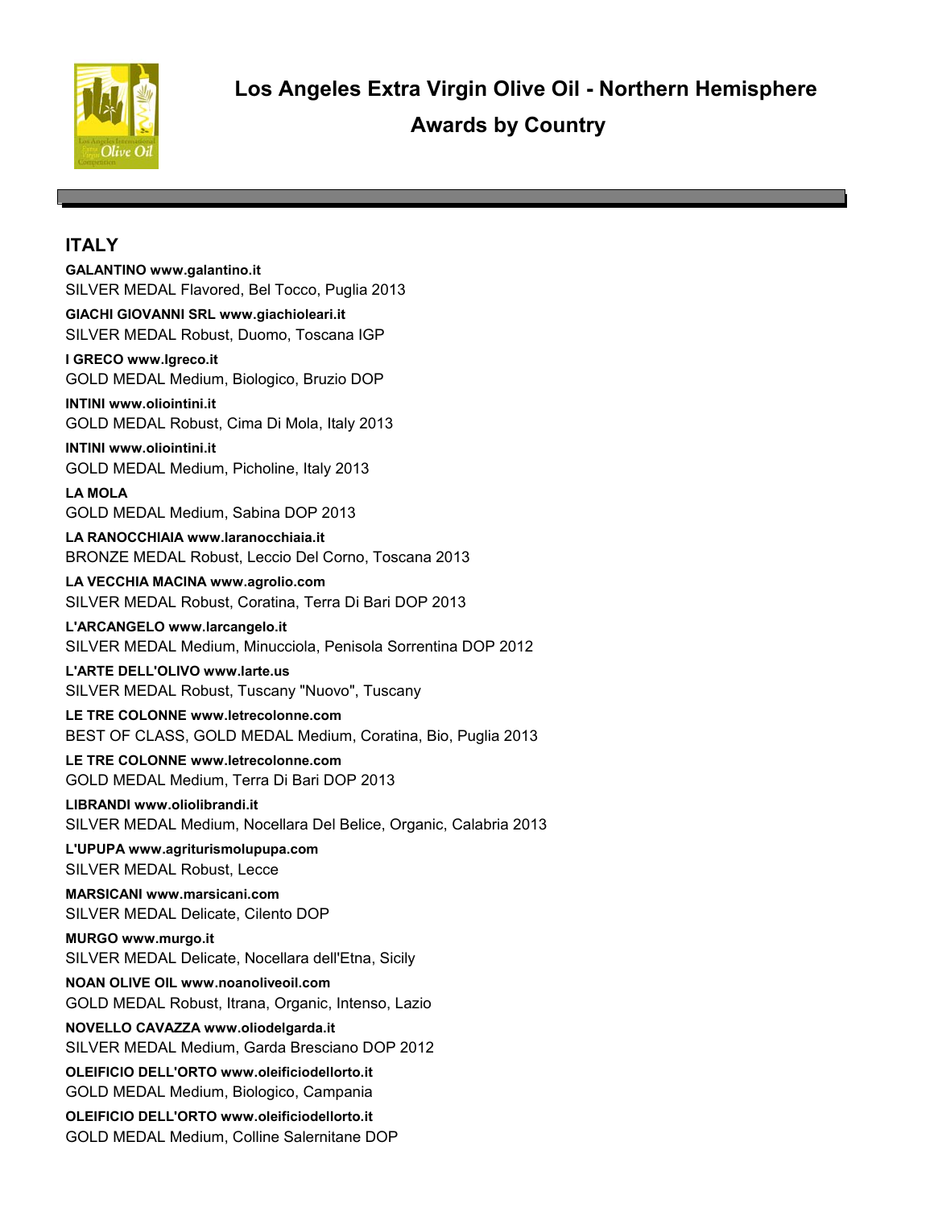# Los Angeles Extra Virgin Olive Oil - Northern Hemisphere

# Awards by Country

## ITALY

**GALANTINO www.galantino.it**
SILVER MEDAL Flavored, Bel Tocco, Puglia 2013

**GIACHI GIOVANNI SRL www.giachioleari.it**
SILVER MEDAL Robust, Duomo, Toscana IGP

**I GRECO www.lgreco.it**
GOLD MEDAL Medium, Biologico, Bruzio DOP

**INTINI www.oliointini.it**
GOLD MEDAL Robust, Cima Di Mola, Italy 2013

**INTINI www.oliointini.it**
GOLD MEDAL Medium, Picholine, Italy 2013

**LA MOLA**
GOLD MEDAL Medium, Sabina DOP 2013

**LA RANOCCHIAIA www.laranocchiaia.it**
BRONZE MEDAL Robust, Leccio Del Corno, Toscana 2013

**LA VECCHIA MACINA www.agrolio.com**
SILVER MEDAL Robust, Coratina, Terra Di Bari DOP 2013

**L'ARCANGELO www.larcangelo.it**
SILVER MEDAL Medium, Minucciola, Penisola Sorrentina DOP 2012

**L'ARTE DELL'OLIVO www.larte.us**
SILVER MEDAL Robust, Tuscany "Nuovo", Tuscany

**LE TRE COLONNE www.letrecolonne.com**
BEST OF CLASS, GOLD MEDAL Medium, Coratina, Bio, Puglia 2013

**LE TRE COLONNE www.letrecolonne.com**
GOLD MEDAL Medium, Terra Di Bari DOP 2013

**LIBRANDI www.oliolibrandi.it**
SILVER MEDAL Medium, Nocellara Del Belice, Organic, Calabria 2013

**L'UPUPA www.agriturismolupupa.com**
SILVER MEDAL Robust, Lecce

**MARSICANI www.marsicani.com**
SILVER MEDAL Delicate, Cilento DOP

**MURGO www.murgo.it**
SILVER MEDAL Delicate, Nocellara dell'Etna, Sicily

**NOAN OLIVE OIL www.noanoliveoil.com**
GOLD MEDAL Robust, Itrana, Organic, Intenso, Lazio

**NOVELLO CAVAZZA www.oliodelgarda.it**
SILVER MEDAL Medium, Garda Bresciano DOP 2012

**OLEIFICIO DELL'ORTO www.oleificiodellorto.it**
GOLD MEDAL Medium, Biologico, Campania

**OLEIFICIO DELL'ORTO www.oleificiodellorto.it**
GOLD MEDAL Medium, Colline Salernitane DOP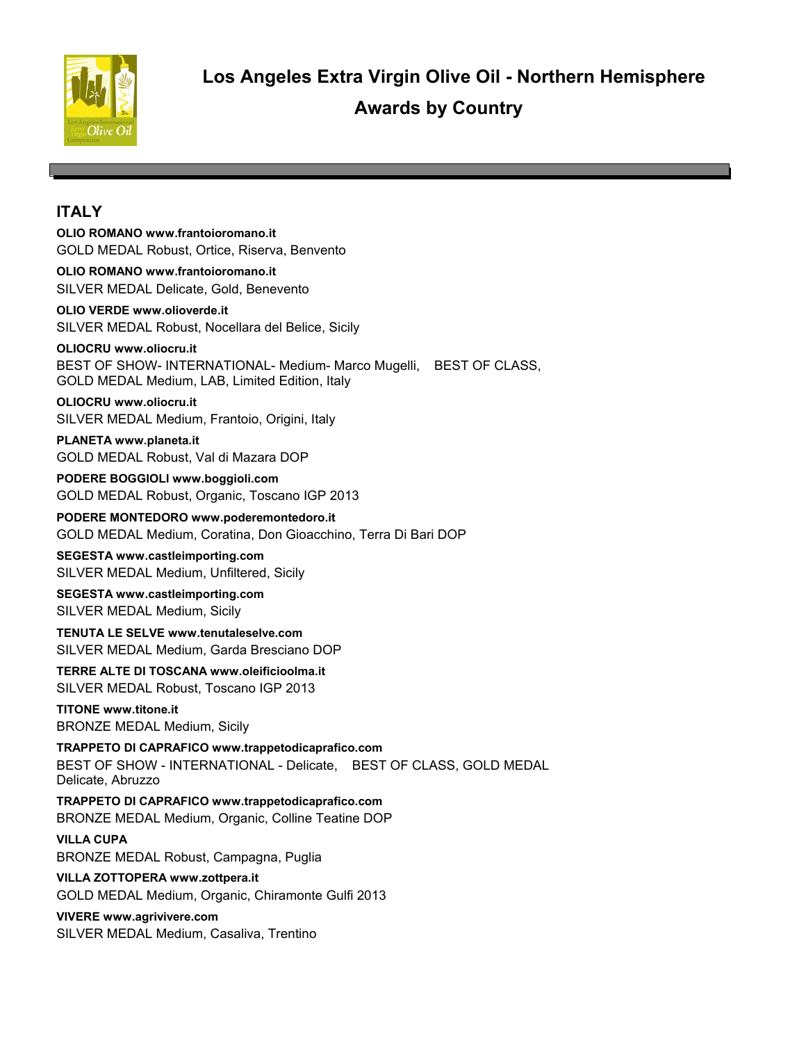# Los Angeles Extra Virgin Olive Oil - Northern Hemisphere

## Awards by Country

## ITALY

**OLIO ROMANO www.frantoioromano.it**
GOLD MEDAL Robust, Ortice, Riserva, Benvento

**OLIO ROMANO www.frantoioromano.it**
SILVER MEDAL Delicate, Gold, Benevento

**OLIO VERDE www.olioverde.it**
SILVER MEDAL Robust, Nocellara del Belice, Sicily

**OLIOCRU www.oliocru.it**
BEST OF SHOW- INTERNATIONAL- Medium- Marco Mugelli, BEST OF CLASS, GOLD MEDAL Medium, LAB, Limited Edition, Italy

**OLIOCRU www.oliocru.it**
SILVER MEDAL Medium, Frantoio, Origini, Italy

**PLANETA www.planeta.it**
GOLD MEDAL Robust, Val di Mazara DOP

**PODERE BOGGIOLI www.boggioli.com**
GOLD MEDAL Robust, Organic, Toscano IGP 2013

**PODERE MONTEDORO www.poderemontedoro.it**
GOLD MEDAL Medium, Coratina, Don Gioacchino, Terra Di Bari DOP

**SEGESTA www.castleimporting.com**
SILVER MEDAL Medium, Unfiltered, Sicily

**SEGESTA www.castleimporting.com**
SILVER MEDAL Medium, Sicily

**TENUTA LE SELVE www.tenutaleselve.com**
SILVER MEDAL Medium, Garda Bresciano DOP

**TERRE ALTE DI TOSCANA www.oleificioolma.it**
SILVER MEDAL Robust, Toscano IGP 2013

**TITONE www.titone.it**
BRONZE MEDAL Medium, Sicily

**TRAPPETO DI CAPRAFICO www.trappetodicaprafico.com**
BEST OF SHOW - INTERNATIONAL - Delicate, BEST OF CLASS, GOLD MEDAL Delicate, Abruzzo

**TRAPPETO DI CAPRAFICO www.trappetodicaprafico.com**
BRONZE MEDAL Medium, Organic, Colline Teatine DOP

**VILLA CUPA**
BRONZE MEDAL Robust, Campagna, Puglia

**VILLA ZOTTOPERA www.zottpera.it**
GOLD MEDAL Medium, Organic, Chiramonte Gulfi 2013

**VIVERE www.agrivivere.com**
SILVER MEDAL Medium, Casaliva, Trentino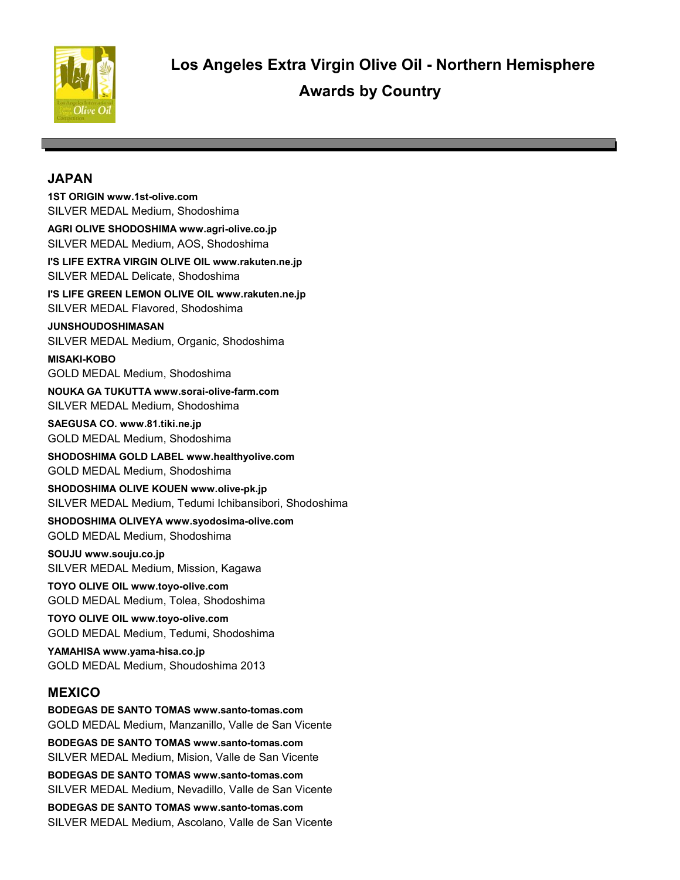# Los Angeles Extra Virgin Olive Oil - Northern Hemisphere

# Awards by Country

## JAPAN

**1ST ORIGIN www.1st-olive.com**
SILVER MEDAL Medium, Shodoshima

**AGRI OLIVE SHODOSHIMA www.agri-olive.co.jp**
SILVER MEDAL Medium, AOS, Shodoshima

**I'S LIFE EXTRA VIRGIN OLIVE OIL www.rakuten.ne.jp**
SILVER MEDAL Delicate, Shodoshima

**I'S LIFE GREEN LEMON OLIVE OIL www.rakuten.ne.jp**
SILVER MEDAL Flavored, Shodoshima

**JUNSHOUDOSHIMASAN**
SILVER MEDAL Medium, Organic, Shodoshima

**MISAKI-KOBO**
GOLD MEDAL Medium, Shodoshima

**NOUKA GA TUKUTTA www.sorai-olive-farm.com**
SILVER MEDAL Medium, Shodoshima

**SAEGUSA CO. www.81.tiki.ne.jp**
GOLD MEDAL Medium, Shodoshima

**SHODOSHIMA GOLD LABEL www.healthyolive.com**
GOLD MEDAL Medium, Shodoshima

**SHODOSHIMA OLIVE KOUEN www.olive-pk.jp**
SILVER MEDAL Medium, Tedumi Ichibansibori, Shodoshima

**SHODOSHIMA OLIVEYA www.syodosima-olive.com**
GOLD MEDAL Medium, Shodoshima

**SOUJU www.souju.co.jp**
SILVER MEDAL Medium, Mission, Kagawa

**TOYO OLIVE OIL www.toyo-olive.com**
GOLD MEDAL Medium, Tolea, Shodoshima

**TOYO OLIVE OIL www.toyo-olive.com**
GOLD MEDAL Medium, Tedumi, Shodoshima

**YAMAHISA www.yama-hisa.co.jp**
GOLD MEDAL Medium, Shoudoshima 2013

## MEXICO

**BODEGAS DE SANTO TOMAS www.santo-tomas.com**
GOLD MEDAL Medium, Manzanillo, Valle de San Vicente

**BODEGAS DE SANTO TOMAS www.santo-tomas.com**
SILVER MEDAL Medium, Mision, Valle de San Vicente

**BODEGAS DE SANTO TOMAS www.santo-tomas.com**
SILVER MEDAL Medium, Nevadillo, Valle de San Vicente

**BODEGAS DE SANTO TOMAS www.santo-tomas.com**
SILVER MEDAL Medium, Ascolano, Valle de San Vicente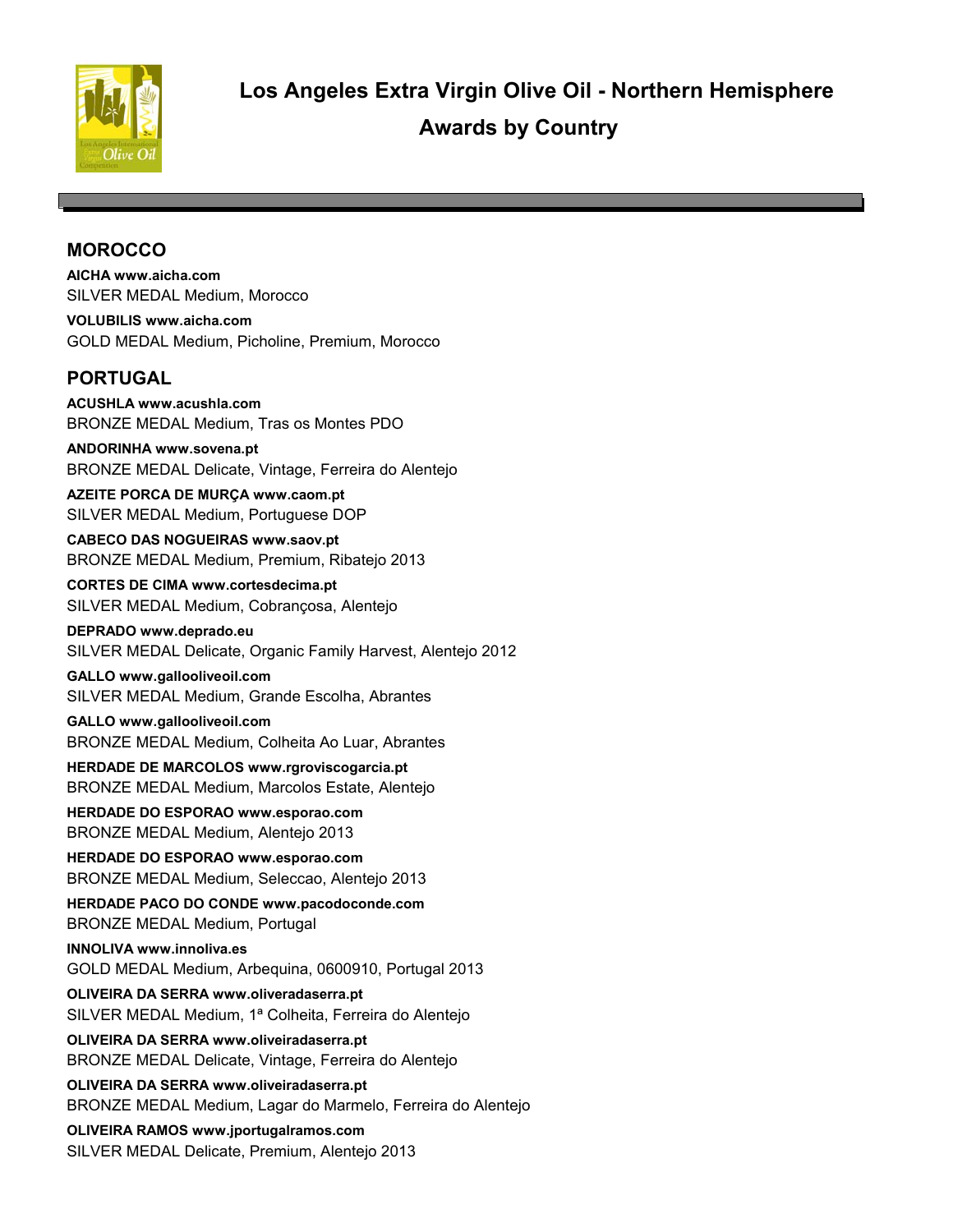# Los Angeles Extra Virgin Olive Oil - Northern Hemisphere Awards by Country

## MOROCCO

**AICHA www.aicha.com**
SILVER MEDAL Medium, Morocco

**VOLUBILIS www.aicha.com**
GOLD MEDAL Medium, Picholine, Premium, Morocco

## PORTUGAL

**ACUSHLA www.acushla.com**
BRONZE MEDAL Medium, Tras os Montes PDO

**ANDORINHA www.sovena.pt**
BRONZE MEDAL Delicate, Vintage, Ferreira do Alentejo

**AZEITE PORCA DE MURÇA www.caom.pt**
SILVER MEDAL Medium, Portuguese DOP

**CABECO DAS NOGUEIRAS www.saov.pt**
BRONZE MEDAL Medium, Premium, Ribatejo 2013

**CORTES DE CIMA www.cortesdecima.pt**
SILVER MEDAL Medium, Cobrançosa, Alentejo

**DEPRADO www.deprado.eu**
SILVER MEDAL Delicate, Organic Family Harvest, Alentejo 2012

**GALLO www.gallooliveoil.com**
SILVER MEDAL Medium, Grande Escolha, Abrantes

**GALLO www.gallooliveoil.com**
BRONZE MEDAL Medium, Colheita Ao Luar, Abrantes

**HERDADE DE MARCOLOS www.rgroviscogarcia.pt**
BRONZE MEDAL Medium, Marcolos Estate, Alentejo

**HERDADE DO ESPORAO www.esporao.com**
BRONZE MEDAL Medium, Alentejo 2013

**HERDADE DO ESPORAO www.esporao.com**
BRONZE MEDAL Medium, Seleccao, Alentejo 2013

**HERDADE PACO DO CONDE www.pacodoconde.com**
BRONZE MEDAL Medium, Portugal

**INNOLIVA www.innoliva.es**
GOLD MEDAL Medium, Arbequina, 0600910, Portugal 2013

**OLIVEIRA DA SERRA www.oliveradaserra.pt**
SILVER MEDAL Medium, 1ª Colheita, Ferreira do Alentejo

**OLIVEIRA DA SERRA www.oliveiradaserra.pt**
BRONZE MEDAL Delicate, Vintage, Ferreira do Alentejo

**OLIVEIRA DA SERRA www.oliveiradaserra.pt**
BRONZE MEDAL Medium, Lagar do Marmelo, Ferreira do Alentejo

**OLIVEIRA RAMOS www.jportugalramos.com**
SILVER MEDAL Delicate, Premium, Alentejo 2013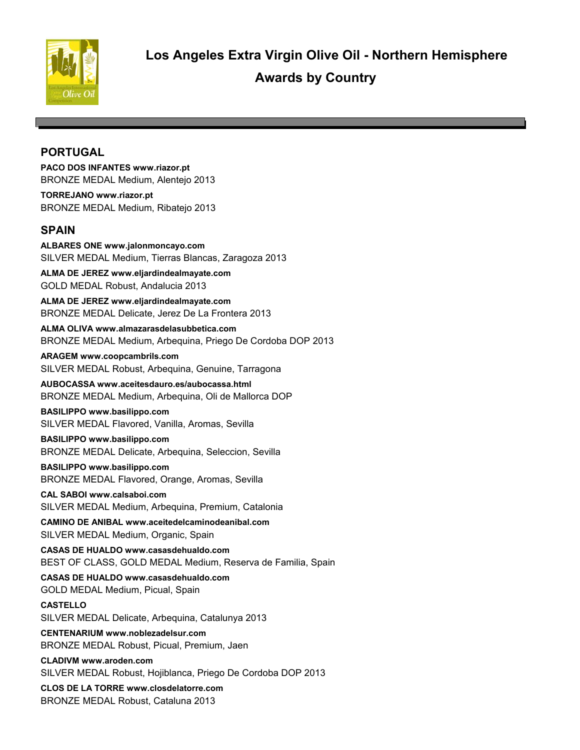# Los Angeles Extra Virgin Olive Oil - Northern Hemisphere Awards by Country

## PORTUGAL

**PACO DOS INFANTES www.riazor.pt**
BRONZE MEDAL Medium, Alentejo 2013

**TORREJANO www.riazor.pt**
BRONZE MEDAL Medium, Ribatejo 2013

## SPAIN

**ALBARES ONE www.jalonmoncayo.com**
SILVER MEDAL Medium, Tierras Blancas, Zaragoza 2013

**ALMA DE JEREZ www.eljardindealmayate.com**
GOLD MEDAL Robust, Andalucia 2013

**ALMA DE JEREZ www.eljardindealmayate.com**
BRONZE MEDAL Delicate, Jerez De La Frontera 2013

**ALMA OLIVA www.almazarasdelasubbetica.com**
BRONZE MEDAL Medium, Arbequina, Priego De Cordoba DOP 2013

**ARAGEM www.coopcambrils.com**
SILVER MEDAL Robust, Arbequina, Genuine, Tarragona

**AUBOCASSA www.aceitesdauro.es/aubocassa.html**
BRONZE MEDAL Medium, Arbequina, Oli de Mallorca DOP

**BASILIPPO www.basilippo.com**
SILVER MEDAL Flavored, Vanilla, Aromas, Sevilla

**BASILIPPO www.basilippo.com**
BRONZE MEDAL Delicate, Arbequina, Seleccion, Sevilla

**BASILIPPO www.basilippo.com**
BRONZE MEDAL Flavored, Orange, Aromas, Sevilla

**CAL SABOI www.calsaboi.com**
SILVER MEDAL Medium, Arbequina, Premium, Catalonia

**CAMINO DE ANIBAL www.aceitedelcaminodeanibal.com**
SILVER MEDAL Medium, Organic, Spain

**CASAS DE HUALDO www.casasdehualdo.com**
BEST OF CLASS, GOLD MEDAL Medium, Reserva de Familia, Spain

**CASAS DE HUALDO www.casasdehualdo.com**
GOLD MEDAL Medium, Picual, Spain

**CASTELLO**
SILVER MEDAL Delicate, Arbequina, Catalunya 2013

**CENTENARIUM www.noblezadelsur.com**
BRONZE MEDAL Robust, Picual, Premium, Jaen

**CLADIVM www.aroden.com**
SILVER MEDAL Robust, Hojiblanca, Priego De Cordoba DOP 2013

**CLOS DE LA TORRE www.closdelatorre.com**
BRONZE MEDAL Robust, Cataluna 2013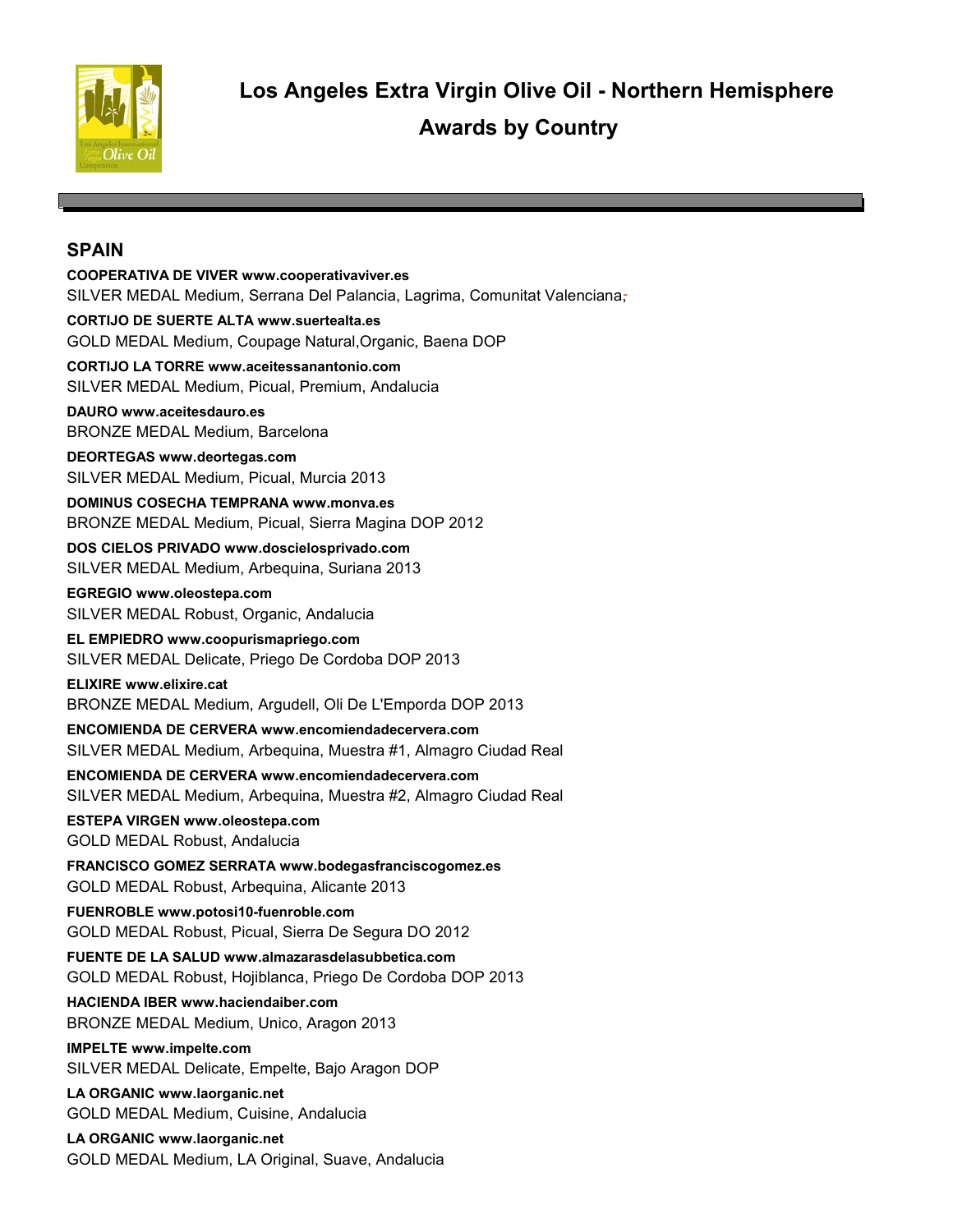# Los Angeles Extra Virgin Olive Oil - Northern Hemisphere
## Awards by Country

## SPAIN

**COOPERATIVA DE VIVER www.cooperativaviver.es**
SILVER MEDAL Medium, Serrana Del Palancia, Lagrima, Comunitat Valenciana,

**CORTIJO DE SUERTE ALTA www.suertealta.es**
GOLD MEDAL Medium, Coupage Natural,Organic, Baena DOP

**CORTIJO LA TORRE www.aceitessanantonio.com**
SILVER MEDAL Medium, Picual, Premium, Andalucia

**DAURO www.aceitesdauro.es**
BRONZE MEDAL Medium, Barcelona

**DEORTEGAS www.deortegas.com**
SILVER MEDAL Medium, Picual, Murcia 2013

**DOMINUS COSECHA TEMPRANA www.monva.es**
BRONZE MEDAL Medium, Picual, Sierra Magina DOP 2012

**DOS CIELOS PRIVADO www.doscielosprivado.com**
SILVER MEDAL Medium, Arbequina, Suriana 2013

**EGREGIO www.oleostepa.com**
SILVER MEDAL Robust, Organic, Andalucia

**EL EMPIEDRO www.coopurismapriego.com**
SILVER MEDAL Delicate, Priego De Cordoba DOP 2013

**ELIXIRE www.elixire.cat**
BRONZE MEDAL Medium, Argudell, Oli De L'Emporda DOP 2013

**ENCOMIENDA DE CERVERA www.encomiendadecervera.com**
SILVER MEDAL Medium, Arbequina, Muestra #1, Almagro Ciudad Real

**ENCOMIENDA DE CERVERA www.encomiendadecervera.com**
SILVER MEDAL Medium, Arbequina, Muestra #2, Almagro Ciudad Real

**ESTEPA VIRGEN www.oleostepa.com**
GOLD MEDAL Robust, Andalucia

**FRANCISCO GOMEZ SERRATA www.bodegasfranciscogomez.es**
GOLD MEDAL Robust, Arbequina, Alicante 2013

**FUENROBLE www.potosi10-fuenroble.com**
GOLD MEDAL Robust, Picual, Sierra De Segura DO 2012

**FUENTE DE LA SALUD www.almazarasdelasubbetica.com**
GOLD MEDAL Robust, Hojiblanca, Priego De Cordoba DOP 2013

**HACIENDA IBER www.haciendaiber.com**
BRONZE MEDAL Medium, Unico, Aragon 2013

**IMPELTE www.impelte.com**
SILVER MEDAL Delicate, Empelte, Bajo Aragon DOP

**LA ORGANIC www.laorganic.net**
GOLD MEDAL Medium, Cuisine, Andalucia

**LA ORGANIC www.laorganic.net**
GOLD MEDAL Medium, LA Original, Suave, Andalucia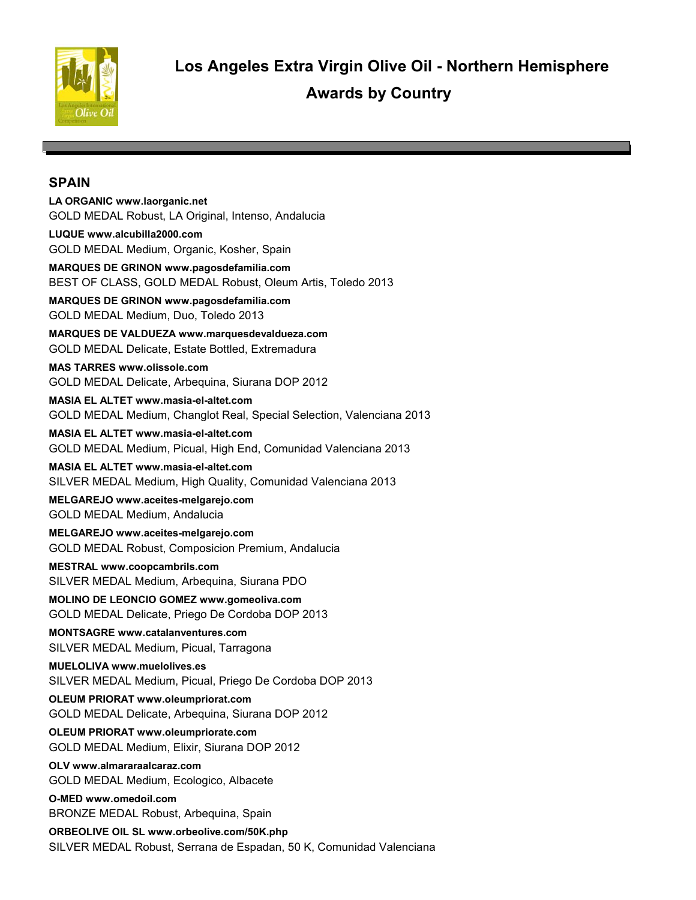# Los Angeles Extra Virgin Olive Oil - Northern Hemisphere Awards by Country

## SPAIN

**LA ORGANIC www.laorganic.net**
GOLD MEDAL Robust, LA Original, Intenso, Andalucia

**LUQUE www.alcubilla2000.com**
GOLD MEDAL Medium, Organic, Kosher, Spain

**MARQUES DE GRINON www.pagosdefamilia.com**
BEST OF CLASS, GOLD MEDAL Robust, Oleum Artis, Toledo 2013

**MARQUES DE GRINON www.pagosdefamilia.com**
GOLD MEDAL Medium, Duo, Toledo 2013

**MARQUES DE VALDUEZA www.marquesdevaldueza.com**
GOLD MEDAL Delicate, Estate Bottled, Extremadura

**MAS TARRES www.olissole.com**
GOLD MEDAL Delicate, Arbequina, Siurana DOP 2012

**MASIA EL ALTET www.masia-el-altet.com**
GOLD MEDAL Medium, Changlot Real, Special Selection, Valenciana 2013

**MASIA EL ALTET www.masia-el-altet.com**
GOLD MEDAL Medium, Picual, High End, Comunidad Valenciana 2013

**MASIA EL ALTET www.masia-el-altet.com**
SILVER MEDAL Medium, High Quality, Comunidad Valenciana 2013

**MELGAREJO www.aceites-melgarejo.com**
GOLD MEDAL Medium, Andalucia

**MELGAREJO www.aceites-melgarejo.com**
GOLD MEDAL Robust, Composicion Premium, Andalucia

**MESTRAL www.coopcambrils.com**
SILVER MEDAL Medium, Arbequina, Siurana PDO

**MOLINO DE LEONCIO GOMEZ www.gomeoliva.com**
GOLD MEDAL Delicate, Priego De Cordoba DOP 2013

**MONTSAGRE www.catalanventures.com**
SILVER MEDAL Medium, Picual, Tarragona

**MUELOLIVA www.muelolives.es**
SILVER MEDAL Medium, Picual, Priego De Cordoba DOP 2013

**OLEUM PRIORAT www.oleumpriorat.com**
GOLD MEDAL Delicate, Arbequina, Siurana DOP 2012

**OLEUM PRIORAT www.oleumpriorate.com**
GOLD MEDAL Medium, Elixir, Siurana DOP 2012

**OLV www.almararaalcaraz.com**
GOLD MEDAL Medium, Ecologico, Albacete

**O-MED www.omedoil.com**
BRONZE MEDAL Robust, Arbequina, Spain

**ORBEOLIVE OIL SL www.orbeolive.com/50K.php**
SILVER MEDAL Robust, Serrana de Espadan, 50 K, Comunidad Valenciana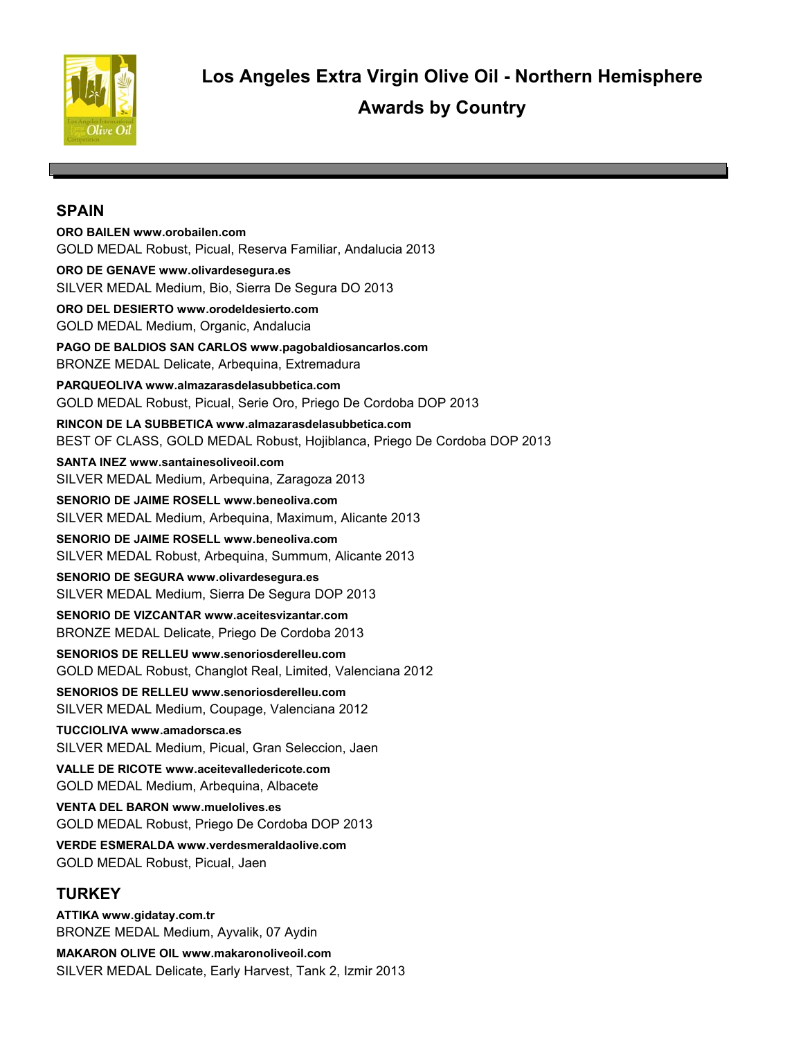# Los Angeles Extra Virgin Olive Oil - Northern Hemisphere

# Awards by Country

## SPAIN

**ORO BAILEN www.orobailen.com**
GOLD MEDAL Robust, Picual, Reserva Familiar, Andalucia 2013

**ORO DE GENAVE www.olivardesegura.es**
SILVER MEDAL Medium, Bio, Sierra De Segura DO 2013

**ORO DEL DESIERTO www.orodeldesierto.com**
GOLD MEDAL Medium, Organic, Andalucia

**PAGO DE BALDIOS SAN CARLOS www.pagobaldiosancarlos.com**
BRONZE MEDAL Delicate, Arbequina, Extremadura

**PARQUEOLIVA www.almazarasdelasubbetica.com**
GOLD MEDAL Robust, Picual, Serie Oro, Priego De Cordoba DOP 2013

**RINCON DE LA SUBBETICA www.almazarasdelasubbetica.com**
BEST OF CLASS, GOLD MEDAL Robust, Hojiblanca, Priego De Cordoba DOP 2013

**SANTA INEZ www.santainesoliveoil.com**
SILVER MEDAL Medium, Arbequina, Zaragoza 2013

**SENORIO DE JAIME ROSELL www.beneoliva.com**
SILVER MEDAL Medium, Arbequina, Maximum, Alicante 2013

**SENORIO DE JAIME ROSELL www.beneoliva.com**
SILVER MEDAL Robust, Arbequina, Summum, Alicante 2013

**SENORIO DE SEGURA www.olivardesegura.es**
SILVER MEDAL Medium, Sierra De Segura DOP 2013

**SENORIO DE VIZCANTAR www.aceitesvizantar.com**
BRONZE MEDAL Delicate, Priego De Cordoba 2013

**SENORIOS DE RELLEU www.senoriosderelleu.com**
GOLD MEDAL Robust, Changlot Real, Limited, Valenciana 2012

**SENORIOS DE RELLEU www.senoriosderelleu.com**
SILVER MEDAL Medium, Coupage, Valenciana 2012

**TUCCIOLIVA www.amadorsca.es**
SILVER MEDAL Medium, Picual, Gran Seleccion, Jaen

**VALLE DE RICOTE www.aceitevalledericote.com**
GOLD MEDAL Medium, Arbequina, Albacete

**VENTA DEL BARON www.muelolives.es**
GOLD MEDAL Robust, Priego De Cordoba DOP 2013

**VERDE ESMERALDA www.verdesmeraldaolive.com**
GOLD MEDAL Robust, Picual, Jaen

## TURKEY

**ATTIKA www.gidatay.com.tr**
BRONZE MEDAL Medium, Ayvalik, 07 Aydin

**MAKARON OLIVE OIL www.makaronoliveoil.com**
SILVER MEDAL Delicate, Early Harvest, Tank 2, Izmir 2013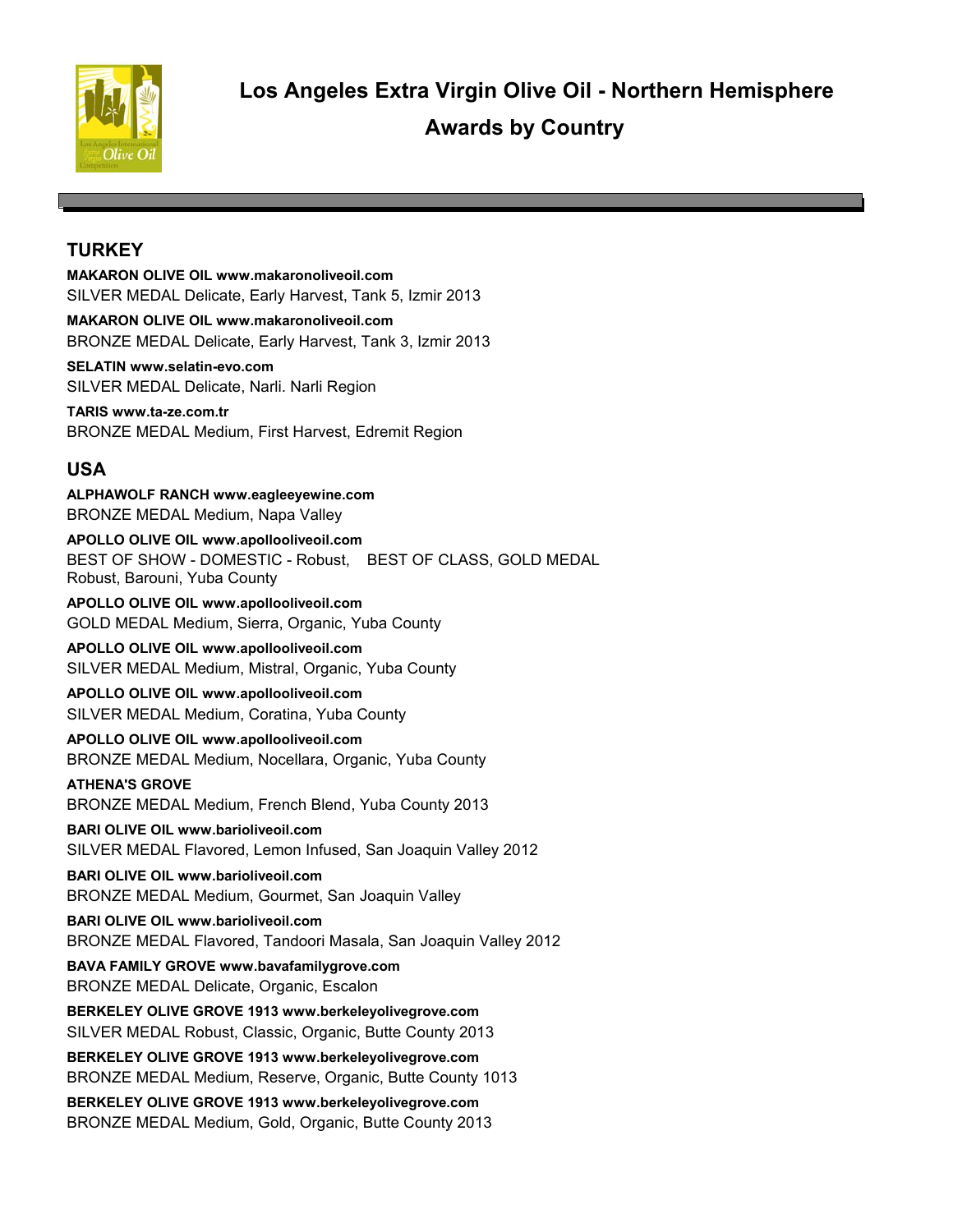# Los Angeles Extra Virgin Olive Oil - Northern Hemisphere

# Awards by Country

## TURKEY

**MAKARON OLIVE OIL www.makaronoliveoil.com**
SILVER MEDAL Delicate, Early Harvest, Tank 5, Izmir 2013

**MAKARON OLIVE OIL www.makaronoliveoil.com**
BRONZE MEDAL Delicate, Early Harvest, Tank 3, Izmir 2013

**SELATIN www.selatin-evo.com**
SILVER MEDAL Delicate, Narli. Narli Region

**TARIS www.ta-ze.com.tr**
BRONZE MEDAL Medium, First Harvest, Edremit Region

## USA

**ALPHAWOLF RANCH www.eagleeyewine.com**
BRONZE MEDAL Medium, Napa Valley

**APOLLO OLIVE OIL www.apollooliveoil.com**
BEST OF SHOW - DOMESTIC - Robust, BEST OF CLASS, GOLD MEDAL Robust, Barouni, Yuba County

**APOLLO OLIVE OIL www.apollooliveoil.com**
GOLD MEDAL Medium, Sierra, Organic, Yuba County

**APOLLO OLIVE OIL www.apollooliveoil.com**
SILVER MEDAL Medium, Mistral, Organic, Yuba County

**APOLLO OLIVE OIL www.apollooliveoil.com**
SILVER MEDAL Medium, Coratina, Yuba County

**APOLLO OLIVE OIL www.apollooliveoil.com**
BRONZE MEDAL Medium, Nocellara, Organic, Yuba County

**ATHENA'S GROVE**
BRONZE MEDAL Medium, French Blend, Yuba County 2013

**BARI OLIVE OIL www.barioliveoil.com**
SILVER MEDAL Flavored, Lemon Infused, San Joaquin Valley 2012

**BARI OLIVE OIL www.barioliveoil.com**
BRONZE MEDAL Medium, Gourmet, San Joaquin Valley

**BARI OLIVE OIL www.barioliveoil.com**
BRONZE MEDAL Flavored, Tandoori Masala, San Joaquin Valley 2012

**BAVA FAMILY GROVE www.bavafamilygrove.com**
BRONZE MEDAL Delicate, Organic, Escalon

**BERKELEY OLIVE GROVE 1913 www.berkeleyolivegrove.com**
SILVER MEDAL Robust, Classic, Organic, Butte County 2013

**BERKELEY OLIVE GROVE 1913 www.berkeleyolivegrove.com**
BRONZE MEDAL Medium, Reserve, Organic, Butte County 1013

**BERKELEY OLIVE GROVE 1913 www.berkeleyolivegrove.com**
BRONZE MEDAL Medium, Gold, Organic, Butte County 2013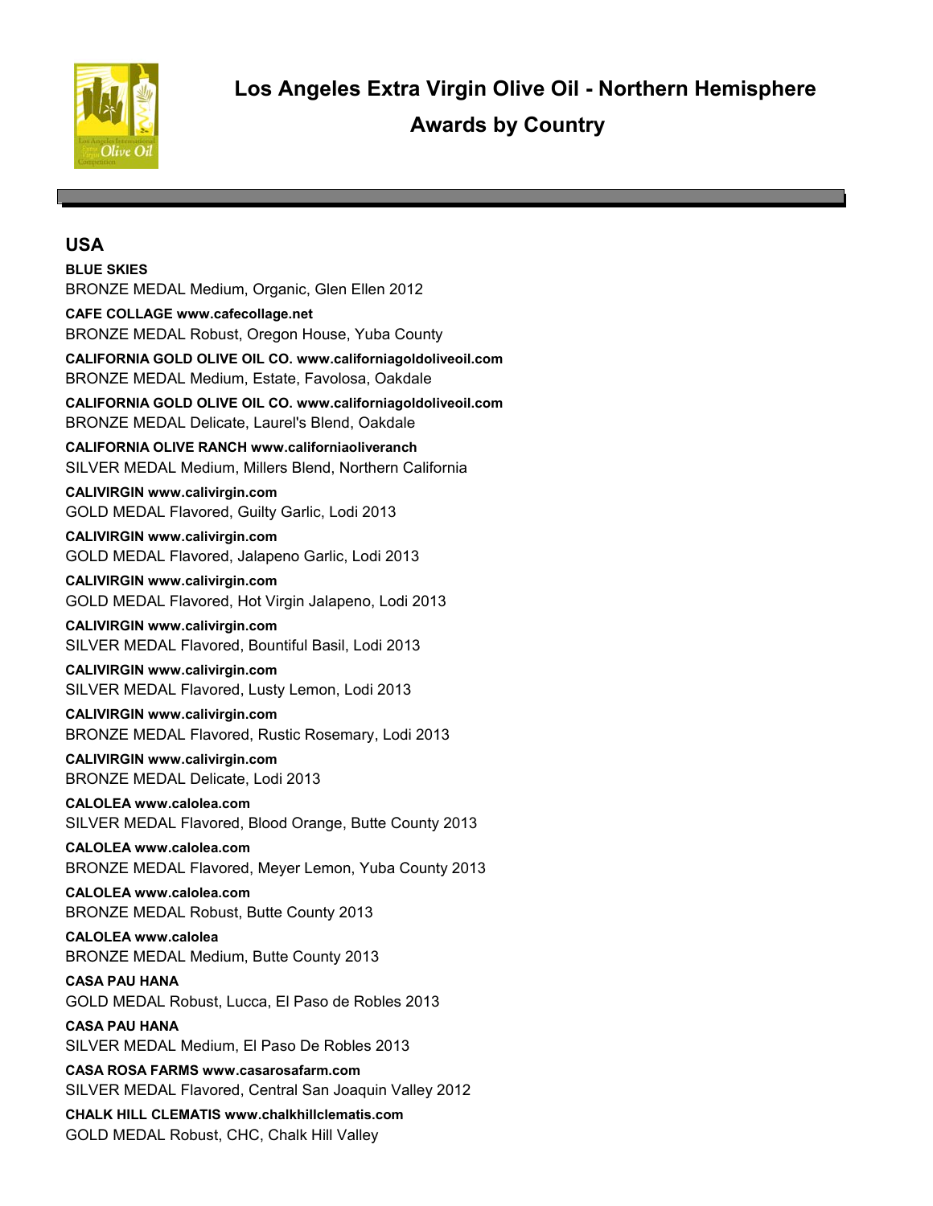# Los Angeles Extra Virgin Olive Oil - Northern Hemisphere Awards by Country

## USA

**BLUE SKIES**
BRONZE MEDAL Medium, Organic, Glen Ellen 2012

**CAFE COLLAGE www.cafecollage.net**
BRONZE MEDAL Robust, Oregon House, Yuba County

**CALIFORNIA GOLD OLIVE OIL CO. www.californiagoldoliveoil.com**
BRONZE MEDAL Medium, Estate, Favolosa, Oakdale

**CALIFORNIA GOLD OLIVE OIL CO. www.californiagoldoliveoil.com**
BRONZE MEDAL Delicate, Laurel's Blend, Oakdale

**CALIFORNIA OLIVE RANCH www.californiaoliveranch**
SILVER MEDAL Medium, Millers Blend, Northern California

**CALIVIRGIN www.calivirgin.com**
GOLD MEDAL Flavored, Guilty Garlic, Lodi 2013

**CALIVIRGIN www.calivirgin.com**
GOLD MEDAL Flavored, Jalapeno Garlic, Lodi 2013

**CALIVIRGIN www.calivirgin.com**
GOLD MEDAL Flavored, Hot Virgin Jalapeno, Lodi 2013

**CALIVIRGIN www.calivirgin.com**
SILVER MEDAL Flavored, Bountiful Basil, Lodi 2013

**CALIVIRGIN www.calivirgin.com**
SILVER MEDAL Flavored, Lusty Lemon, Lodi 2013

**CALIVIRGIN www.calivirgin.com**
BRONZE MEDAL Flavored, Rustic Rosemary, Lodi 2013

**CALIVIRGIN www.calivirgin.com**
BRONZE MEDAL Delicate, Lodi 2013

**CALOLEA www.calolea.com**
SILVER MEDAL Flavored, Blood Orange, Butte County 2013

**CALOLEA www.calolea.com**
BRONZE MEDAL Flavored, Meyer Lemon, Yuba County 2013

**CALOLEA www.calolea.com**
BRONZE MEDAL Robust, Butte County 2013

**CALOLEA www.calolea**
BRONZE MEDAL Medium, Butte County 2013

**CASA PAU HANA**
GOLD MEDAL Robust, Lucca, El Paso de Robles 2013

**CASA PAU HANA**
SILVER MEDAL Medium, El Paso De Robles 2013

**CASA ROSA FARMS www.casarosafarm.com**
SILVER MEDAL Flavored, Central San Joaquin Valley 2012

**CHALK HILL CLEMATIS www.chalkhillclematis.com**
GOLD MEDAL Robust, CHC, Chalk Hill Valley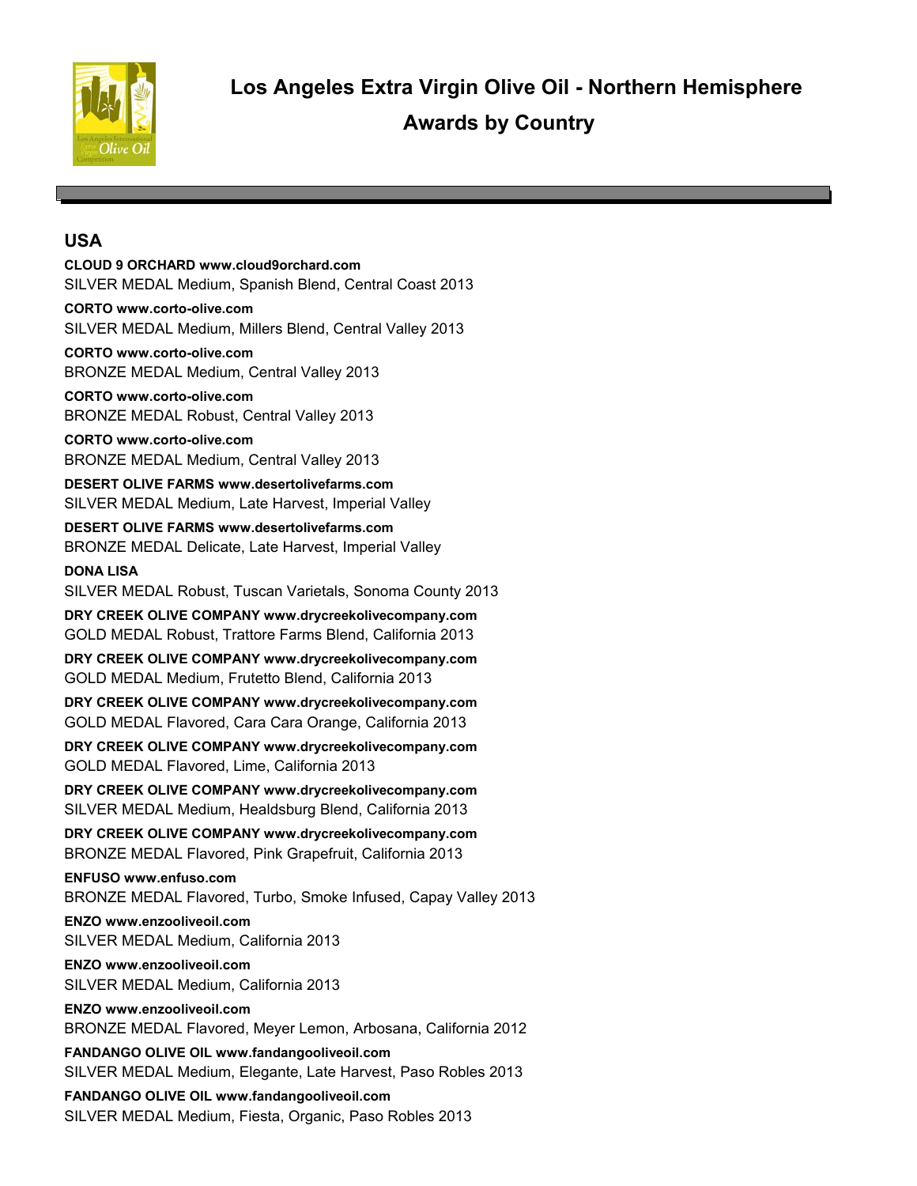# Los Angeles Extra Virgin Olive Oil - Northern Hemisphere

## Awards by Country

## USA

**CLOUD 9 ORCHARD www.cloud9orchard.com**
SILVER MEDAL Medium, Spanish Blend, Central Coast 2013

**CORTO www.corto-olive.com**
SILVER MEDAL Medium, Millers Blend, Central Valley 2013

**CORTO www.corto-olive.com**
BRONZE MEDAL Medium, Central Valley 2013

**CORTO www.corto-olive.com**
BRONZE MEDAL Robust, Central Valley 2013

**CORTO www.corto-olive.com**
BRONZE MEDAL Medium, Central Valley 2013

**DESERT OLIVE FARMS www.desertolivefarms.com**
SILVER MEDAL Medium, Late Harvest, Imperial Valley

**DESERT OLIVE FARMS www.desertolivefarms.com**
BRONZE MEDAL Delicate, Late Harvest, Imperial Valley

**DONA LISA**
SILVER MEDAL Robust, Tuscan Varietals, Sonoma County 2013

**DRY CREEK OLIVE COMPANY www.drycreekolivecompany.com**
GOLD MEDAL Robust, Trattore Farms Blend, California 2013

**DRY CREEK OLIVE COMPANY www.drycreekolivecompany.com**
GOLD MEDAL Medium, Frutetto Blend, California 2013

**DRY CREEK OLIVE COMPANY www.drycreekolivecompany.com**
GOLD MEDAL Flavored, Cara Cara Orange, California 2013

**DRY CREEK OLIVE COMPANY www.drycreekolivecompany.com**
GOLD MEDAL Flavored, Lime, California 2013

**DRY CREEK OLIVE COMPANY www.drycreekolivecompany.com**
SILVER MEDAL Medium, Healdsburg Blend, California 2013

**DRY CREEK OLIVE COMPANY www.drycreekolivecompany.com**
BRONZE MEDAL Flavored, Pink Grapefruit, California 2013

**ENFUSO www.enfuso.com**
BRONZE MEDAL Flavored, Turbo, Smoke Infused, Capay Valley 2013

**ENZO www.enzooliveoil.com**
SILVER MEDAL Medium, California 2013

**ENZO www.enzooliveoil.com**
SILVER MEDAL Medium, California 2013

**ENZO www.enzooliveoil.com**
BRONZE MEDAL Flavored, Meyer Lemon, Arbosana, California 2012

**FANDANGO OLIVE OIL www.fandangooliveoil.com**
SILVER MEDAL Medium, Elegante, Late Harvest, Paso Robles 2013

**FANDANGO OLIVE OIL www.fandangooliveoil.com**
SILVER MEDAL Medium, Fiesta, Organic, Paso Robles 2013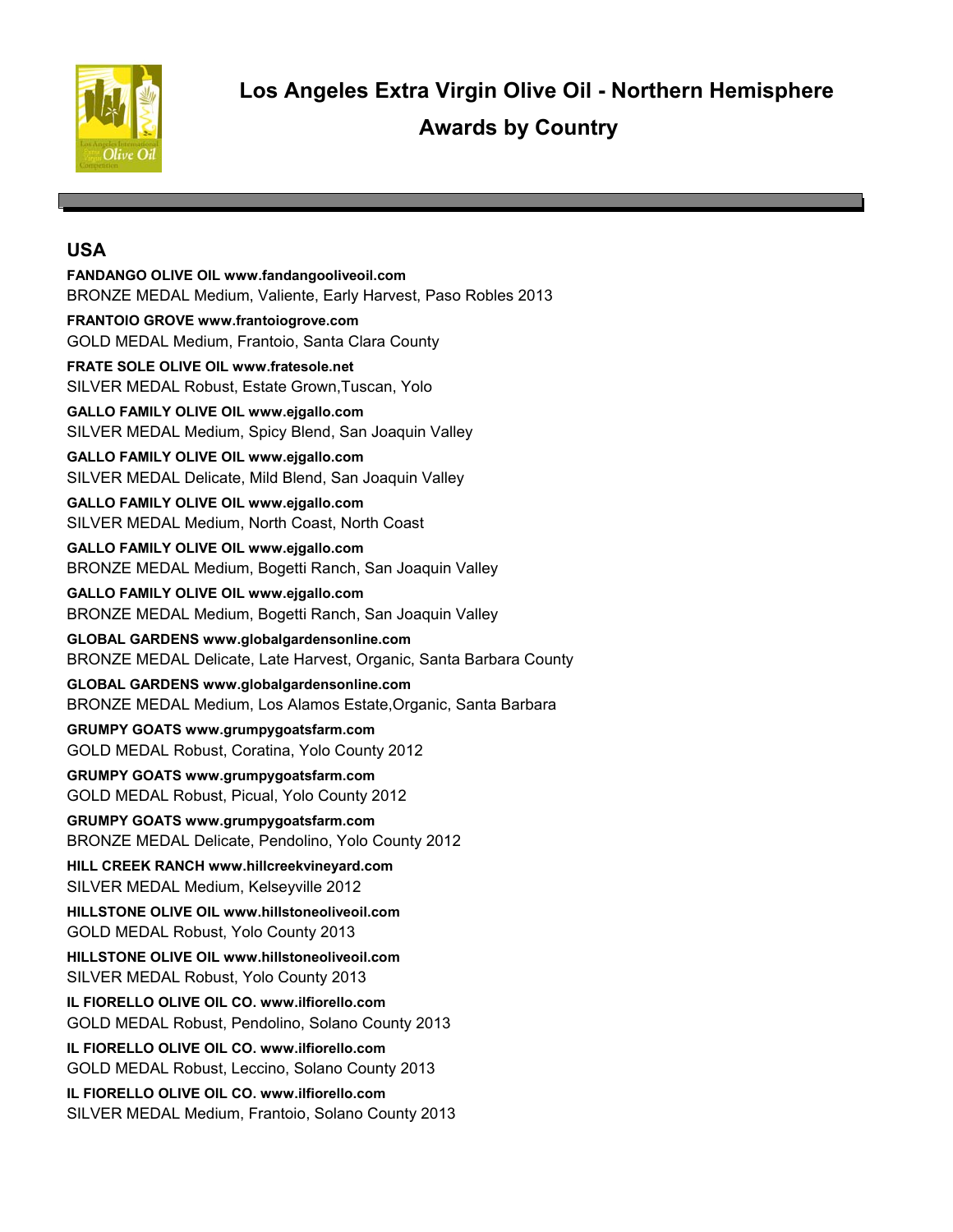# Los Angeles Extra Virgin Olive Oil - Northern Hemisphere

## Awards by Country

## USA

**FANDANGO OLIVE OIL www.fandangooliveoil.com**
BRONZE MEDAL Medium, Valiente, Early Harvest, Paso Robles 2013

**FRANTOIO GROVE www.frantoiogrove.com**
GOLD MEDAL Medium, Frantoio, Santa Clara County

**FRATE SOLE OLIVE OIL www.fratesole.net**
SILVER MEDAL Robust, Estate Grown,Tuscan, Yolo

**GALLO FAMILY OLIVE OIL www.ejgallo.com**
SILVER MEDAL Medium, Spicy Blend, San Joaquin Valley

**GALLO FAMILY OLIVE OIL www.ejgallo.com**
SILVER MEDAL Delicate, Mild Blend, San Joaquin Valley

**GALLO FAMILY OLIVE OIL www.ejgallo.com**
SILVER MEDAL Medium, North Coast, North Coast

**GALLO FAMILY OLIVE OIL www.ejgallo.com**
BRONZE MEDAL Medium, Bogetti Ranch, San Joaquin Valley

**GALLO FAMILY OLIVE OIL www.ejgallo.com**
BRONZE MEDAL Medium, Bogetti Ranch, San Joaquin Valley

**GLOBAL GARDENS www.globalgardensonline.com**
BRONZE MEDAL Delicate, Late Harvest, Organic, Santa Barbara County

**GLOBAL GARDENS www.globalgardensonline.com**
BRONZE MEDAL Medium, Los Alamos Estate,Organic, Santa Barbara

**GRUMPY GOATS www.grumpygoatsfarm.com**
GOLD MEDAL Robust, Coratina, Yolo County 2012

**GRUMPY GOATS www.grumpygoatsfarm.com**
GOLD MEDAL Robust, Picual, Yolo County 2012

**GRUMPY GOATS www.grumpygoatsfarm.com**
BRONZE MEDAL Delicate, Pendolino, Yolo County 2012

**HILL CREEK RANCH www.hillcreekvineyard.com**
SILVER MEDAL Medium, Kelseyville 2012

**HILLSTONE OLIVE OIL www.hillstoneoliveoil.com**
GOLD MEDAL Robust, Yolo County 2013

**HILLSTONE OLIVE OIL www.hillstoneoliveoil.com**
SILVER MEDAL Robust, Yolo County 2013

**IL FIORELLO OLIVE OIL CO. www.ilfiorello.com**
GOLD MEDAL Robust, Pendolino, Solano County 2013

**IL FIORELLO OLIVE OIL CO. www.ilfiorello.com**
GOLD MEDAL Robust, Leccino, Solano County 2013

**IL FIORELLO OLIVE OIL CO. www.ilfiorello.com**
SILVER MEDAL Medium, Frantoio, Solano County 2013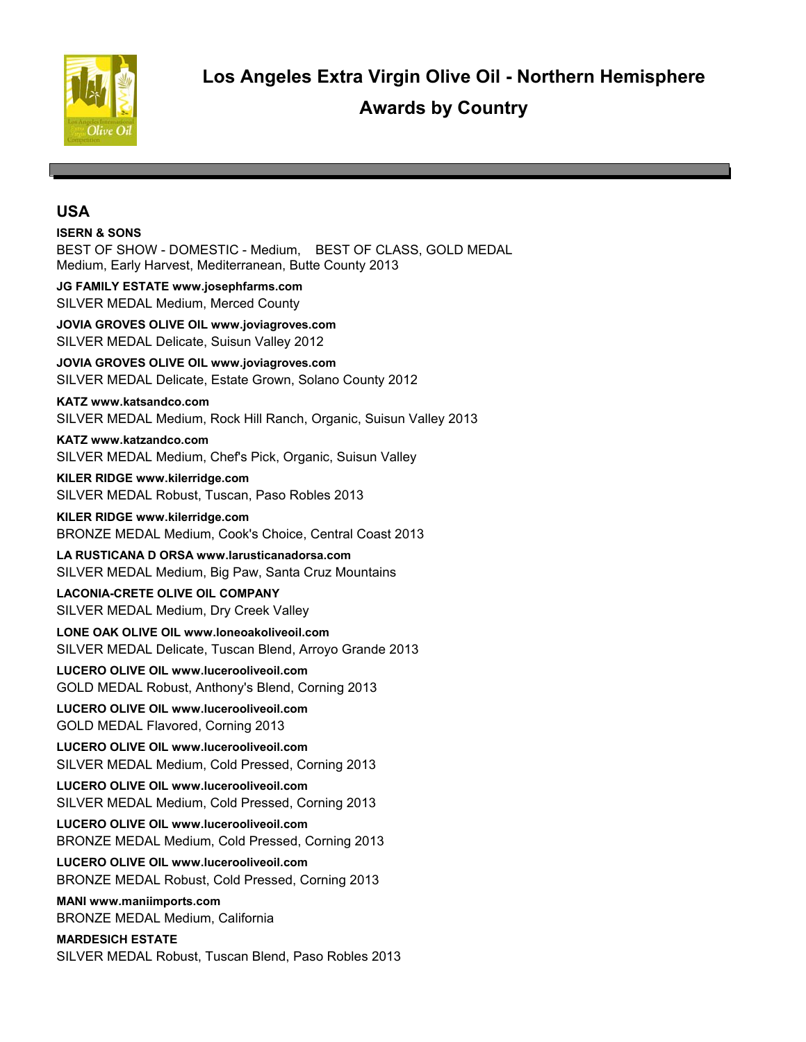# Los Angeles Extra Virgin Olive Oil - Northern Hemisphere

# Awards by Country

## USA

**ISERN & SONS**
BEST OF SHOW - DOMESTIC - Medium, BEST OF CLASS, GOLD MEDAL
Medium, Early Harvest, Mediterranean, Butte County 2013

**JG FAMILY ESTATE www.josephfarms.com**
SILVER MEDAL Medium, Merced County

**JOVIA GROVES OLIVE OIL www.joviagroves.com**
SILVER MEDAL Delicate, Suisun Valley 2012

**JOVIA GROVES OLIVE OIL www.joviagroves.com**
SILVER MEDAL Delicate, Estate Grown, Solano County 2012

**KATZ www.katsandco.com**
SILVER MEDAL Medium, Rock Hill Ranch, Organic, Suisun Valley 2013

**KATZ www.katzandco.com**
SILVER MEDAL Medium, Chef's Pick, Organic, Suisun Valley

**KILER RIDGE www.kilerridge.com**
SILVER MEDAL Robust, Tuscan, Paso Robles 2013

**KILER RIDGE www.kilerridge.com**
BRONZE MEDAL Medium, Cook's Choice, Central Coast 2013

**LA RUSTICANA D ORSA www.larusticanadorsa.com**
SILVER MEDAL Medium, Big Paw, Santa Cruz Mountains

**LACONIA-CRETE OLIVE OIL COMPANY**
SILVER MEDAL Medium, Dry Creek Valley

**LONE OAK OLIVE OIL www.loneoakoliveoil.com**
SILVER MEDAL Delicate, Tuscan Blend, Arroyo Grande 2013

**LUCERO OLIVE OIL www.lucerooliveoil.com**
GOLD MEDAL Robust, Anthony's Blend, Corning 2013

**LUCERO OLIVE OIL www.lucerooliveoil.com**
GOLD MEDAL Flavored, Corning 2013

**LUCERO OLIVE OIL www.lucerooliveoil.com**
SILVER MEDAL Medium, Cold Pressed, Corning 2013

**LUCERO OLIVE OIL www.lucerooliveoil.com**
SILVER MEDAL Medium, Cold Pressed, Corning 2013

**LUCERO OLIVE OIL www.lucerooliveoil.com**
BRONZE MEDAL Medium, Cold Pressed, Corning 2013

**LUCERO OLIVE OIL www.lucerooliveoil.com**
BRONZE MEDAL Robust, Cold Pressed, Corning 2013

**MANI www.maniimports.com**
BRONZE MEDAL Medium, California

**MARDESICH ESTATE**
SILVER MEDAL Robust, Tuscan Blend, Paso Robles 2013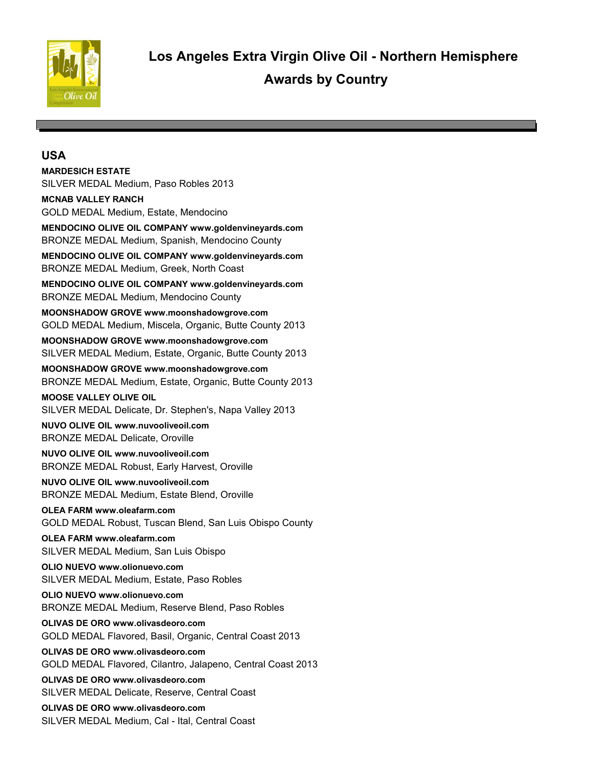# Los Angeles Extra Virgin Olive Oil - Northern Hemisphere Awards by Country

## USA

**MARDESICH ESTATE**
SILVER MEDAL Medium, Paso Robles 2013

**MCNAB VALLEY RANCH**
GOLD MEDAL Medium, Estate, Mendocino

**MENDOCINO OLIVE OIL COMPANY www.goldenvineyards.com**
BRONZE MEDAL Medium, Spanish, Mendocino County

**MENDOCINO OLIVE OIL COMPANY www.goldenvineyards.com**
BRONZE MEDAL Medium, Greek, North Coast

**MENDOCINO OLIVE OIL COMPANY www.goldenvineyards.com**
BRONZE MEDAL Medium, Mendocino County

**MOONSHADOW GROVE www.moonshadowgrove.com**
GOLD MEDAL Medium, Miscela, Organic, Butte County 2013

**MOONSHADOW GROVE www.moonshadowgrove.com**
SILVER MEDAL Medium, Estate, Organic, Butte County 2013

**MOONSHADOW GROVE www.moonshadowgrove.com**
BRONZE MEDAL Medium, Estate, Organic, Butte County 2013

**MOOSE VALLEY OLIVE OIL**
SILVER MEDAL Delicate, Dr. Stephen's, Napa Valley 2013

**NUVO OLIVE OIL www.nuvooliveoil.com**
BRONZE MEDAL Delicate, Oroville

**NUVO OLIVE OIL www.nuvooliveoil.com**
BRONZE MEDAL Robust, Early Harvest, Oroville

**NUVO OLIVE OIL www.nuvooliveoil.com**
BRONZE MEDAL Medium, Estate Blend, Oroville

**OLEA FARM www.oleafarm.com**
GOLD MEDAL Robust, Tuscan Blend, San Luis Obispo County

**OLEA FARM www.oleafarm.com**
SILVER MEDAL Medium, San Luis Obispo

**OLIO NUEVO www.olionuevo.com**
SILVER MEDAL Medium, Estate, Paso Robles

**OLIO NUEVO www.olionuevo.com**
BRONZE MEDAL Medium, Reserve Blend, Paso Robles

**OLIVAS DE ORO www.olivasdeoro.com**
GOLD MEDAL Flavored, Basil, Organic, Central Coast 2013

**OLIVAS DE ORO www.olivasdeoro.com**
GOLD MEDAL Flavored, Cilantro, Jalapeno, Central Coast 2013

**OLIVAS DE ORO www.olivasdeoro.com**
SILVER MEDAL Delicate, Reserve, Central Coast

**OLIVAS DE ORO www.olivasdeoro.com**
SILVER MEDAL Medium, Cal - Ital, Central Coast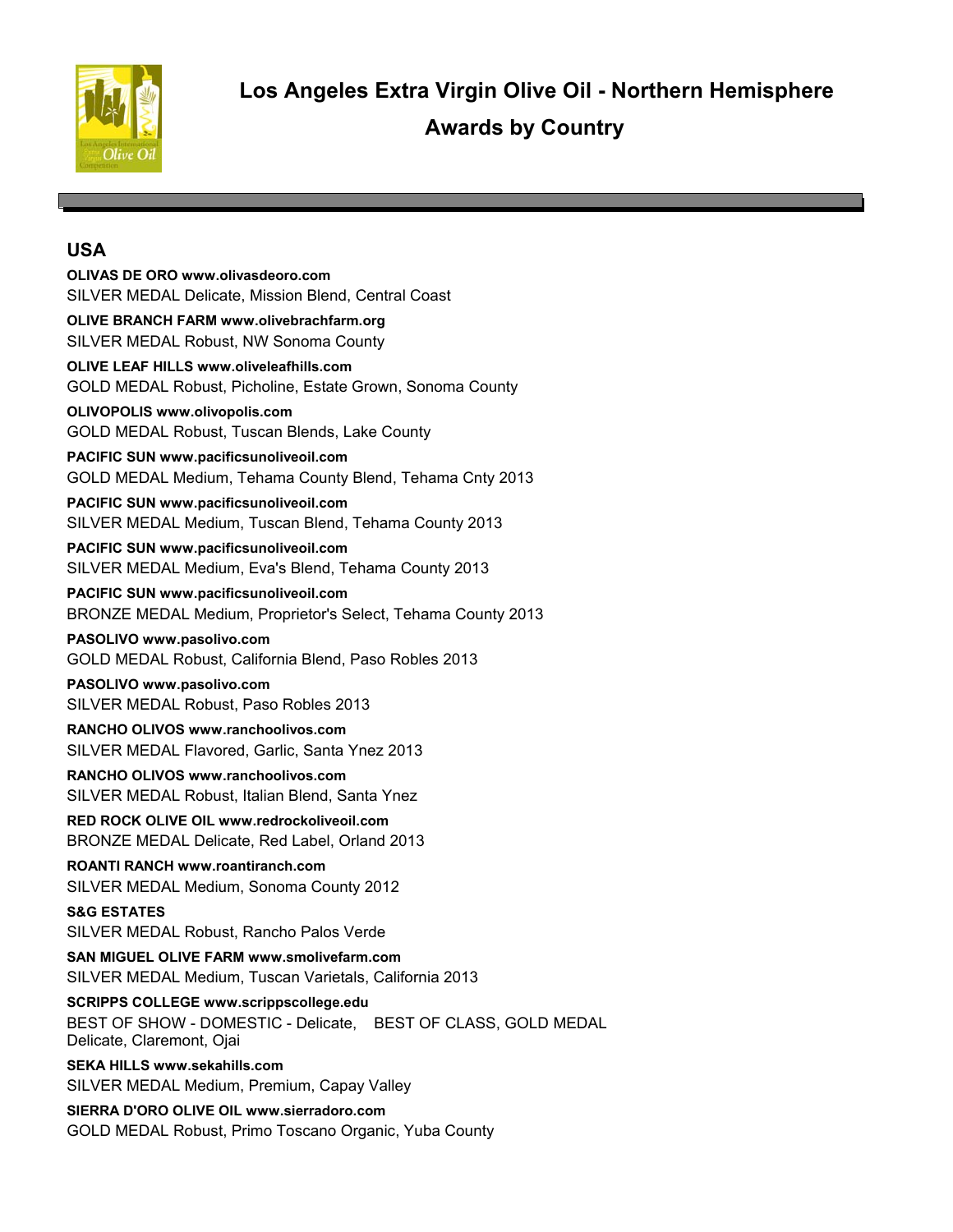# Los Angeles Extra Virgin Olive Oil - Northern Hemisphere

## Awards by Country

## USA

**OLIVAS DE ORO www.olivasdeoro.com**
SILVER MEDAL Delicate, Mission Blend, Central Coast

**OLIVE BRANCH FARM www.olivebrachfarm.org**
SILVER MEDAL Robust, NW Sonoma County

**OLIVE LEAF HILLS www.oliveleafhills.com**
GOLD MEDAL Robust, Picholine, Estate Grown, Sonoma County

**OLIVOPOLIS www.olivopolis.com**
GOLD MEDAL Robust, Tuscan Blends, Lake County

**PACIFIC SUN www.pacificsunoliveoil.com**
GOLD MEDAL Medium, Tehama County Blend, Tehama Cnty 2013

**PACIFIC SUN www.pacificsunoliveoil.com**
SILVER MEDAL Medium, Tuscan Blend, Tehama County 2013

**PACIFIC SUN www.pacificsunoliveoil.com**
SILVER MEDAL Medium, Eva's Blend, Tehama County 2013

**PACIFIC SUN www.pacificsunoliveoil.com**
BRONZE MEDAL Medium, Proprietor's Select, Tehama County 2013

**PASOLIVO www.pasolivo.com**
GOLD MEDAL Robust, California Blend, Paso Robles 2013

**PASOLIVO www.pasolivo.com**
SILVER MEDAL Robust, Paso Robles 2013

**RANCHO OLIVOS www.ranchoolivos.com**
SILVER MEDAL Flavored, Garlic, Santa Ynez 2013

**RANCHO OLIVOS www.ranchoolivos.com**
SILVER MEDAL Robust, Italian Blend, Santa Ynez

**RED ROCK OLIVE OIL www.redrockoliveoil.com**
BRONZE MEDAL Delicate, Red Label, Orland 2013

**ROANTI RANCH www.roantiranch.com**
SILVER MEDAL Medium, Sonoma County 2012

**S&G ESTATES**
SILVER MEDAL Robust, Rancho Palos Verde

**SAN MIGUEL OLIVE FARM www.smolivefarm.com**
SILVER MEDAL Medium, Tuscan Varietals, California 2013

**SCRIPPS COLLEGE www.scrippscollege.edu**
BEST OF SHOW - DOMESTIC - Delicate, BEST OF CLASS, GOLD MEDAL Delicate, Claremont, Ojai

**SEKA HILLS www.sekahills.com**
SILVER MEDAL Medium, Premium, Capay Valley

**SIERRA D'ORO OLIVE OIL www.sierradoro.com**
GOLD MEDAL Robust, Primo Toscano Organic, Yuba County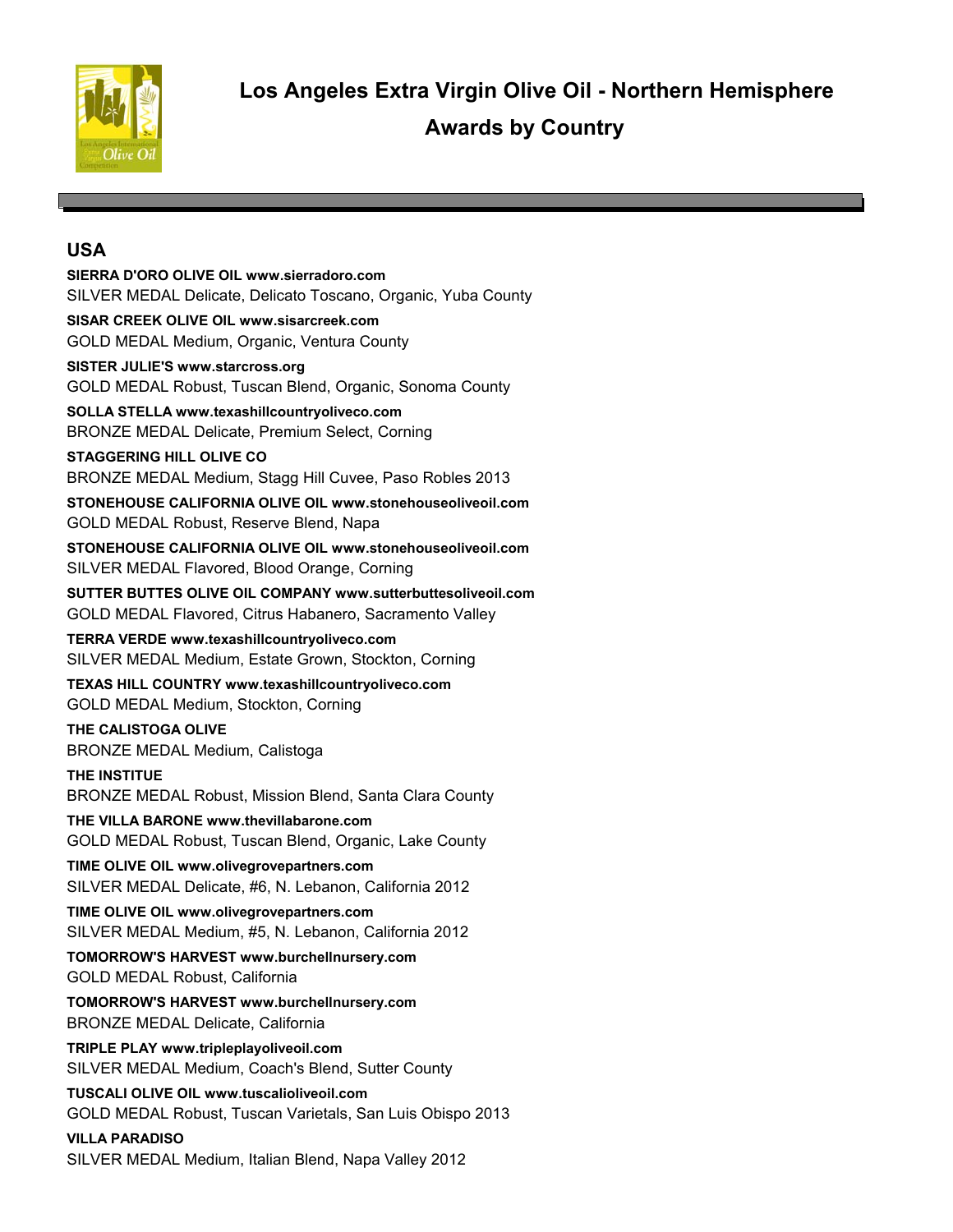# Los Angeles Extra Virgin Olive Oil - Northern Hemisphere

# Awards by Country

## USA

**SIERRA D'ORO OLIVE OIL www.sierradoro.com**
SILVER MEDAL Delicate, Delicato Toscano, Organic, Yuba County

**SISAR CREEK OLIVE OIL www.sisarcreek.com**
GOLD MEDAL Medium, Organic, Ventura County

**SISTER JULIE'S www.starcross.org**
GOLD MEDAL Robust, Tuscan Blend, Organic, Sonoma County

**SOLLA STELLA www.texashillcountryoliveco.com**
BRONZE MEDAL Delicate, Premium Select, Corning

**STAGGERING HILL OLIVE CO**
BRONZE MEDAL Medium, Stagg Hill Cuvee, Paso Robles 2013

**STONEHOUSE CALIFORNIA OLIVE OIL www.stonehouseoliveoil.com**
GOLD MEDAL Robust, Reserve Blend, Napa

**STONEHOUSE CALIFORNIA OLIVE OIL www.stonehouseoliveoil.com**
SILVER MEDAL Flavored, Blood Orange, Corning

**SUTTER BUTTES OLIVE OIL COMPANY www.sutterbuttesoliveoil.com**
GOLD MEDAL Flavored, Citrus Habanero, Sacramento Valley

**TERRA VERDE www.texashillcountryoliveco.com**
SILVER MEDAL Medium, Estate Grown, Stockton, Corning

**TEXAS HILL COUNTRY www.texashillcountryoliveco.com**
GOLD MEDAL Medium, Stockton, Corning

**THE CALISTOGA OLIVE**
BRONZE MEDAL Medium, Calistoga

**THE INSTITUE**
BRONZE MEDAL Robust, Mission Blend, Santa Clara County

**THE VILLA BARONE www.thevillabarone.com**
GOLD MEDAL Robust, Tuscan Blend, Organic, Lake County

**TIME OLIVE OIL www.olivegrovepartners.com**
SILVER MEDAL Delicate, #6, N. Lebanon, California 2012

**TIME OLIVE OIL www.olivegrovepartners.com**
SILVER MEDAL Medium, #5, N. Lebanon, California 2012

**TOMORROW'S HARVEST www.burchellnursery.com**
GOLD MEDAL Robust, California

**TOMORROW'S HARVEST www.burchellnursery.com**
BRONZE MEDAL Delicate, California

**TRIPLE PLAY www.tripleplayoliveoil.com**
SILVER MEDAL Medium, Coach's Blend, Sutter County

**TUSCALI OLIVE OIL www.tuscalioliveoil.com**
GOLD MEDAL Robust, Tuscan Varietals, San Luis Obispo 2013

**VILLA PARADISO**
SILVER MEDAL Medium, Italian Blend, Napa Valley 2012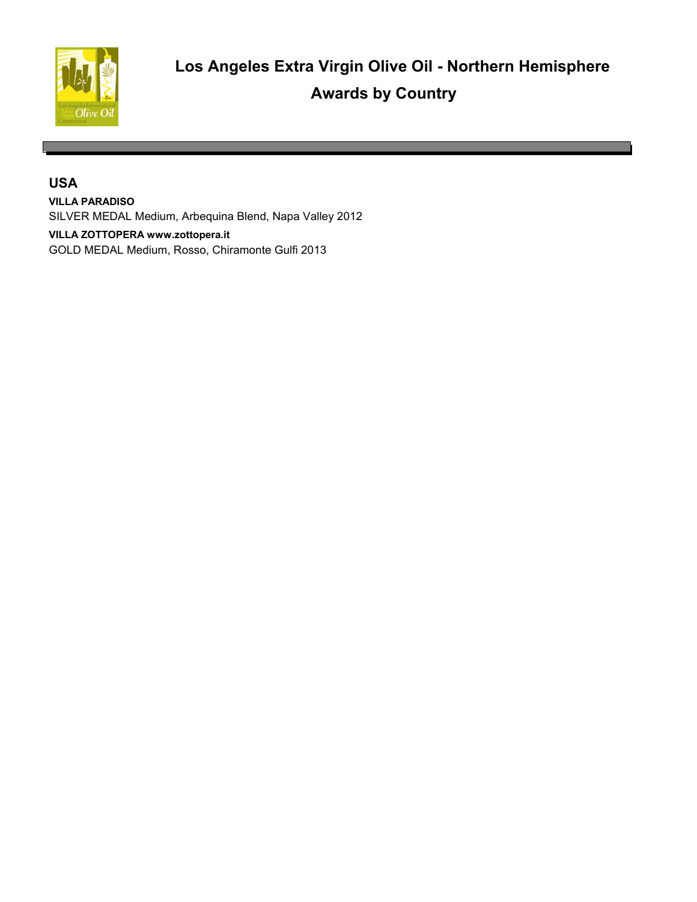# Los Angeles Extra Virgin Olive Oil - Northern Hemisphere

## Awards by Country

### USA

**VILLA PARADISO**

SILVER MEDAL Medium, Arbequina Blend, Napa Valley 2012

**VILLA ZOTTOPERA www.zottopera.it**

GOLD MEDAL Medium, Rosso, Chiramonte Gulfi 2013